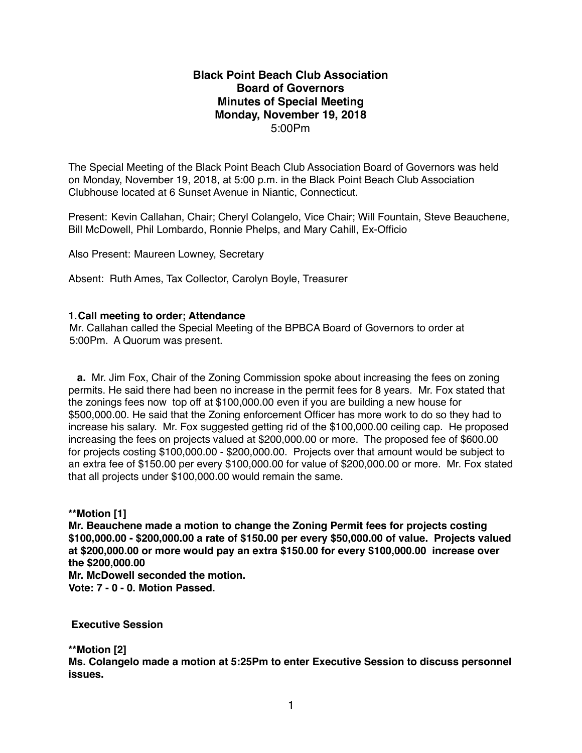# Black Point Beach Club Association
## Board of Governors
## Minutes of Special Meeting
## Monday, November 19, 2018
5:00Pm

The Special Meeting of the Black Point Beach Club Association Board of Governors was held on Monday, November 19, 2018, at 5:00 p.m. in the Black Point Beach Club Association Clubhouse located at 6 Sunset Avenue in Niantic, Connecticut.

Present: Kevin Callahan, Chair; Cheryl Colangelo, Vice Chair; Will Fountain, Steve Beauchene, Bill McDowell, Phil Lombardo, Ronnie Phelps, and Mary Cahill, Ex-Officio

Also Present: Maureen Lowney, Secretary

Absent: Ruth Ames, Tax Collector, Carolyn Boyle, Treasurer

**1. Call meeting to order; Attendance**

Mr. Callahan called the Special Meeting of the BPBCA Board of Governors to order at 5:00Pm. A Quorum was present.

**a.** Mr. Jim Fox, Chair of the Zoning Commission spoke about increasing the fees on zoning permits. He said there had been no increase in the permit fees for 8 years. Mr. Fox stated that the zonings fees now top off at $100,000.00 even if you are building a new house for $500,000.00. He said that the Zoning enforcement Officer has more work to do so they had to increase his salary. Mr. Fox suggested getting rid of the $100,000.00 ceiling cap. He proposed increasing the fees on projects valued at $200,000.00 or more. The proposed fee of $600.00 for projects costing $100,000.00 - $200,000.00. Projects over that amount would be subject to an extra fee of $150.00 per every $100,000.00 for value of $200,000.00 or more. Mr. Fox stated that all projects under $100,000.00 would remain the same.

**\*\*Motion [1]**
**Mr. Beauchene made a motion to change the Zoning Permit fees for projects costing $100,000.00 - $200,000.00 a rate of $150.00 per every $50,000.00 of value. Projects valued at $200,000.00 or more would pay an extra $150.00 for every $100,000.00 increase over the $200,000.00**
**Mr. McDowell seconded the motion.**
**Vote: 7 - 0 - 0. Motion Passed.**

**Executive Session**

**\*\*Motion [2]**
**Ms. Colangelo made a motion at 5:25Pm to enter Executive Session to discuss personnel issues.**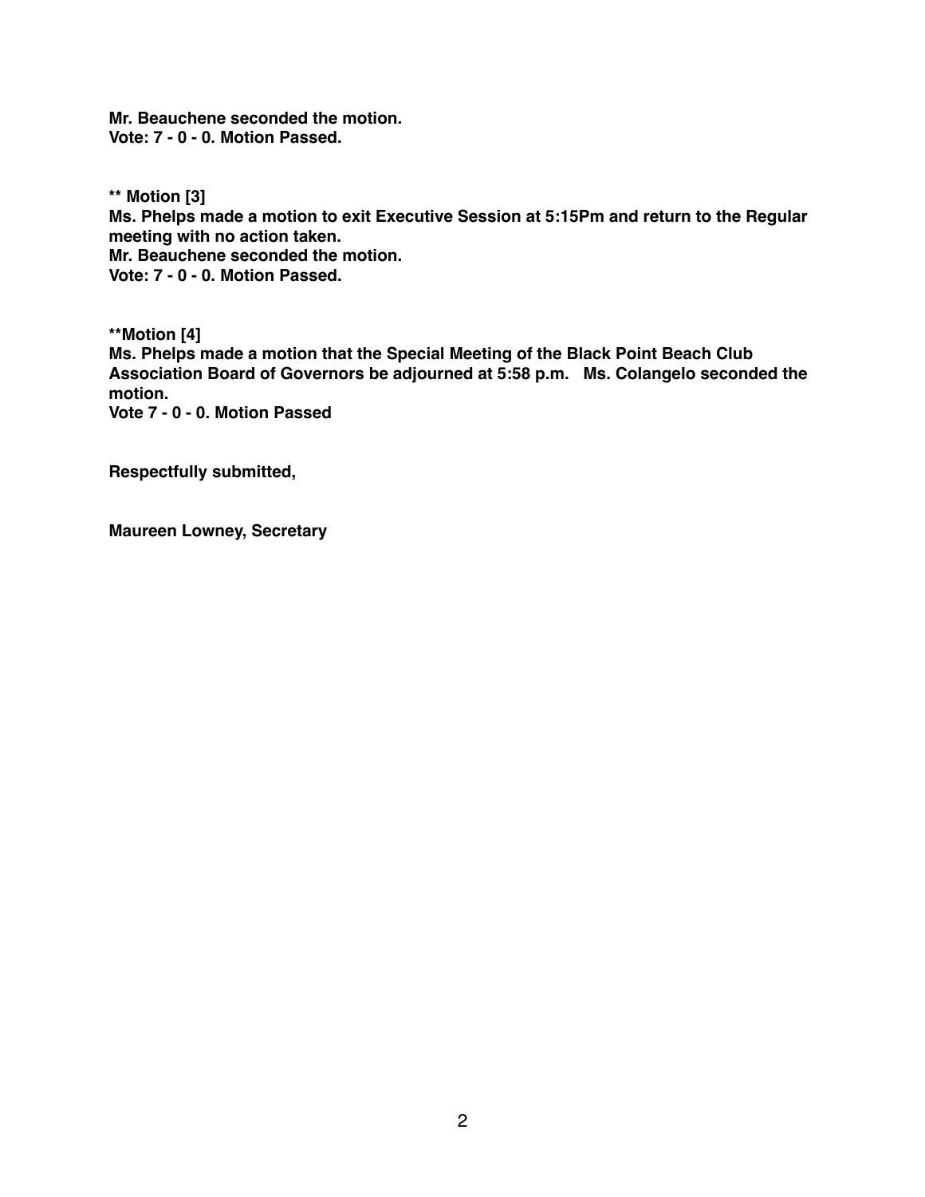**Mr. Beauchene seconded the motion.**
**Vote: 7 - 0 - 0. Motion Passed.**

**** Motion [3]**
**Ms. Phelps made a motion to exit Executive Session at 5:15Pm and return to the Regular meeting with no action taken.**
**Mr. Beauchene seconded the motion.**
**Vote: 7 - 0 - 0. Motion Passed.**

****Motion [4]**
**Ms. Phelps made a motion that the Special Meeting of the Black Point Beach Club Association Board of Governors be adjourned at 5:58 p.m.   Ms. Colangelo seconded the motion.**
**Vote 7 - 0 - 0. Motion Passed**

**Respectfully submitted,**

**Maureen Lowney, Secretary**